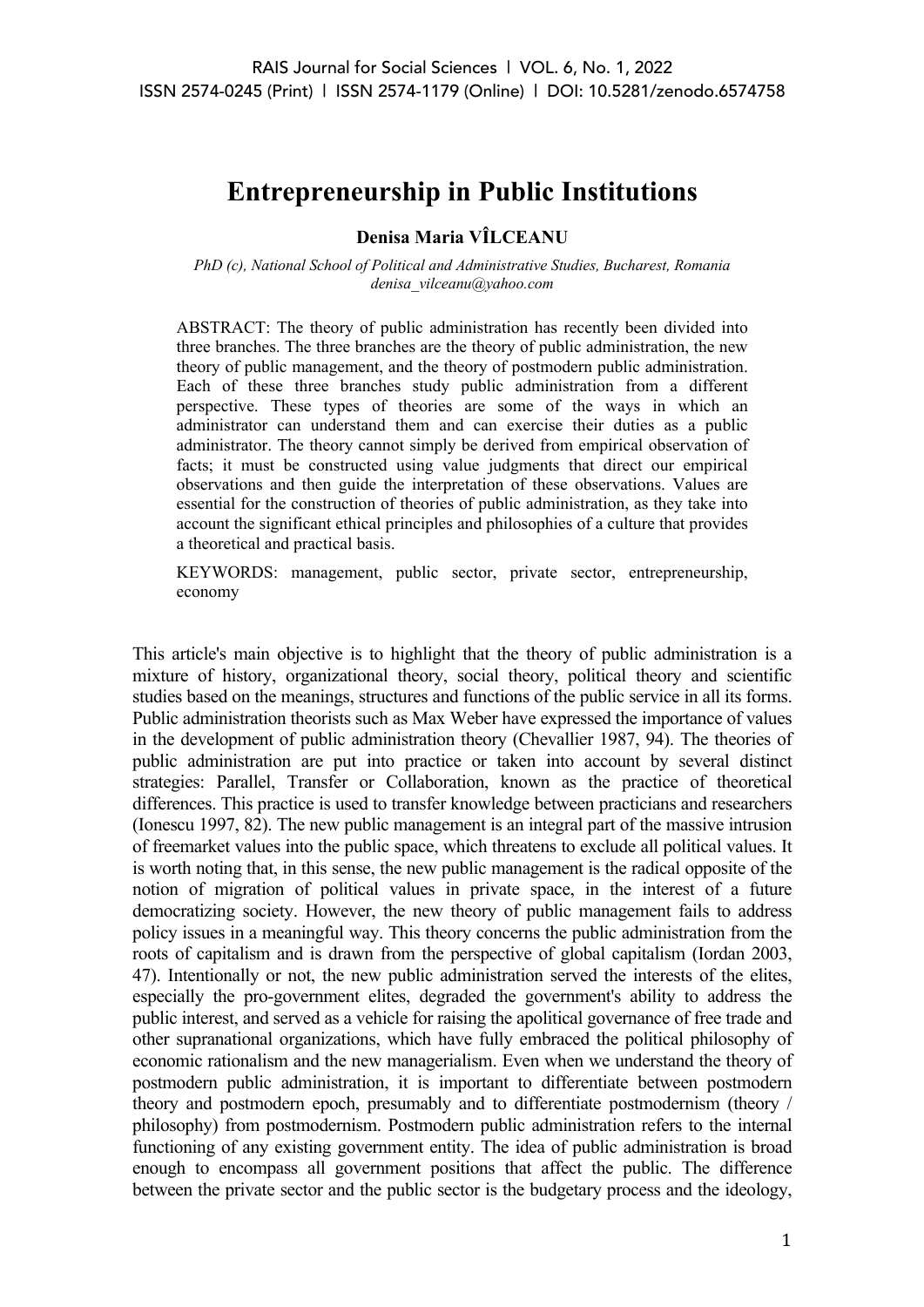# Entrepreneurship in Public Institutions

**Denisa Maria VÎLCEANU**

*PhD (c), National School of Political and Administrative Studies, Bucharest, Romania*
*denisa_vilceanu@yahoo.com*

ABSTRACT: The theory of public administration has recently been divided into three branches. The three branches are the theory of public administration, the new theory of public management, and the theory of postmodern public administration. Each of these three branches study public administration from a different perspective. These types of theories are some of the ways in which an administrator can understand them and can exercise their duties as a public administrator. The theory cannot simply be derived from empirical observation of facts; it must be constructed using value judgments that direct our empirical observations and then guide the interpretation of these observations. Values are essential for the construction of theories of public administration, as they take into account the significant ethical principles and philosophies of a culture that provides a theoretical and practical basis.

KEYWORDS: management, public sector, private sector, entrepreneurship, economy

This article's main objective is to highlight that the theory of public administration is a mixture of history, organizational theory, social theory, political theory and scientific studies based on the meanings, structures and functions of the public service in all its forms. Public administration theorists such as Max Weber have expressed the importance of values in the development of public administration theory (Chevallier 1987, 94). The theories of public administration are put into practice or taken into account by several distinct strategies: Parallel, Transfer or Collaboration, known as the practice of theoretical differences. This practice is used to transfer knowledge between practicians and researchers (Ionescu 1997, 82). The new public management is an integral part of the massive intrusion of freemarket values into the public space, which threatens to exclude all political values. It is worth noting that, in this sense, the new public management is the radical opposite of the notion of migration of political values in private space, in the interest of a future democratizing society. However, the new theory of public management fails to address policy issues in a meaningful way. This theory concerns the public administration from the roots of capitalism and is drawn from the perspective of global capitalism (Iordan 2003, 47). Intentionally or not, the new public administration served the interests of the elites, especially the pro-government elites, degraded the government's ability to address the public interest, and served as a vehicle for raising the apolitical governance of free trade and other supranational organizations, which have fully embraced the political philosophy of economic rationalism and the new managerialism. Even when we understand the theory of postmodern public administration, it is important to differentiate between postmodern theory and postmodern epoch, presumably and to differentiate postmodernism (theory / philosophy) from postmodernism. Postmodern public administration refers to the internal functioning of any existing government entity. The idea of public administration is broad enough to encompass all government positions that affect the public. The difference between the private sector and the public sector is the budgetary process and the ideology,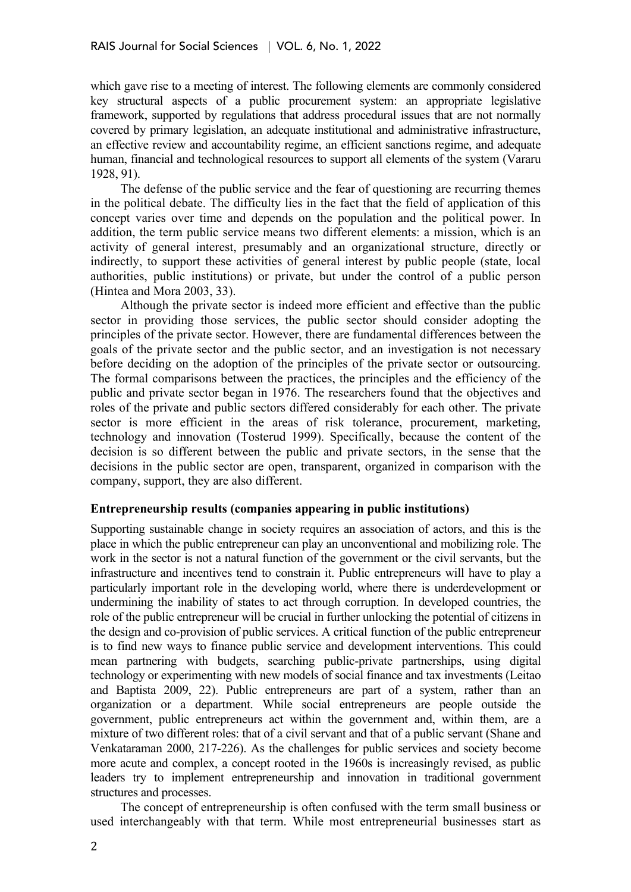which gave rise to a meeting of interest. The following elements are commonly considered key structural aspects of a public procurement system: an appropriate legislative framework, supported by regulations that address procedural issues that are not normally covered by primary legislation, an adequate institutional and administrative infrastructure, an effective review and accountability regime, an efficient sanctions regime, and adequate human, financial and technological resources to support all elements of the system (Vararu 1928, 91).

The defense of the public service and the fear of questioning are recurring themes in the political debate. The difficulty lies in the fact that the field of application of this concept varies over time and depends on the population and the political power. In addition, the term public service means two different elements: a mission, which is an activity of general interest, presumably and an organizational structure, directly or indirectly, to support these activities of general interest by public people (state, local authorities, public institutions) or private, but under the control of a public person (Hintea and Mora 2003, 33).

Although the private sector is indeed more efficient and effective than the public sector in providing those services, the public sector should consider adopting the principles of the private sector. However, there are fundamental differences between the goals of the private sector and the public sector, and an investigation is not necessary before deciding on the adoption of the principles of the private sector or outsourcing. The formal comparisons between the practices, the principles and the efficiency of the public and private sector began in 1976. The researchers found that the objectives and roles of the private and public sectors differed considerably for each other. The private sector is more efficient in the areas of risk tolerance, procurement, marketing, technology and innovation (Tosterud 1999). Specifically, because the content of the decision is so different between the public and private sectors, in the sense that the decisions in the public sector are open, transparent, organized in comparison with the company, support, they are also different.

**Entrepreneurship results (companies appearing in public institutions)**

Supporting sustainable change in society requires an association of actors, and this is the place in which the public entrepreneur can play an unconventional and mobilizing role. The work in the sector is not a natural function of the government or the civil servants, but the infrastructure and incentives tend to constrain it. Public entrepreneurs will have to play a particularly important role in the developing world, where there is underdevelopment or undermining the inability of states to act through corruption. In developed countries, the role of the public entrepreneur will be crucial in further unlocking the potential of citizens in the design and co-provision of public services. A critical function of the public entrepreneur is to find new ways to finance public service and development interventions. This could mean partnering with budgets, searching public-private partnerships, using digital technology or experimenting with new models of social finance and tax investments (Leitao and Baptista 2009, 22). Public entrepreneurs are part of a system, rather than an organization or a department. While social entrepreneurs are people outside the government, public entrepreneurs act within the government and, within them, are a mixture of two different roles: that of a civil servant and that of a public servant (Shane and Venkataraman 2000, 217-226). As the challenges for public services and society become more acute and complex, a concept rooted in the 1960s is increasingly revised, as public leaders try to implement entrepreneurship and innovation in traditional government structures and processes.

The concept of entrepreneurship is often confused with the term small business or used interchangeably with that term. While most entrepreneurial businesses start as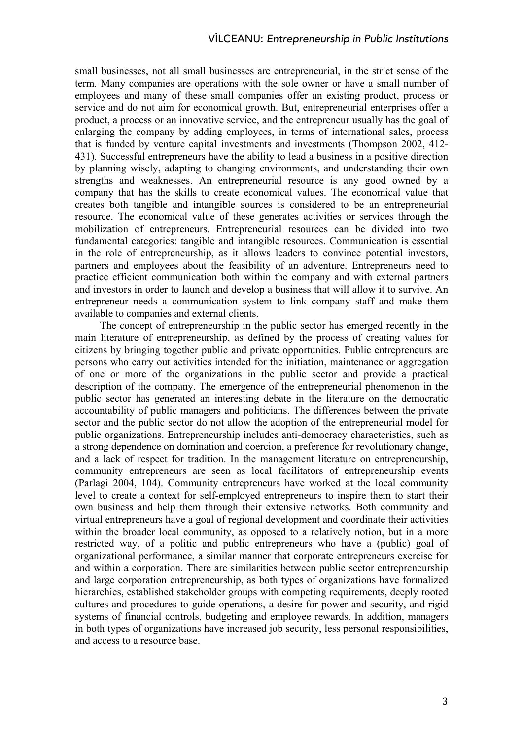small businesses, not all small businesses are entrepreneurial, in the strict sense of the term. Many companies are operations with the sole owner or have a small number of employees and many of these small companies offer an existing product, process or service and do not aim for economical growth. But, entrepreneurial enterprises offer a product, a process or an innovative service, and the entrepreneur usually has the goal of enlarging the company by adding employees, in terms of international sales, process that is funded by venture capital investments and investments (Thompson 2002, 412-431). Successful entrepreneurs have the ability to lead a business in a positive direction by planning wisely, adapting to changing environments, and understanding their own strengths and weaknesses. An entrepreneurial resource is any good owned by a company that has the skills to create economical values. The economical value that creates both tangible and intangible sources is considered to be an entrepreneurial resource. The economical value of these generates activities or services through the mobilization of entrepreneurs. Entrepreneurial resources can be divided into two fundamental categories: tangible and intangible resources. Communication is essential in the role of entrepreneurship, as it allows leaders to convince potential investors, partners and employees about the feasibility of an adventure. Entrepreneurs need to practice efficient communication both within the company and with external partners and investors in order to launch and develop a business that will allow it to survive. An entrepreneur needs a communication system to link company staff and make them available to companies and external clients.

The concept of entrepreneurship in the public sector has emerged recently in the main literature of entrepreneurship, as defined by the process of creating values for citizens by bringing together public and private opportunities. Public entrepreneurs are persons who carry out activities intended for the initiation, maintenance or aggregation of one or more of the organizations in the public sector and provide a practical description of the company. The emergence of the entrepreneurial phenomenon in the public sector has generated an interesting debate in the literature on the democratic accountability of public managers and politicians. The differences between the private sector and the public sector do not allow the adoption of the entrepreneurial model for public organizations. Entrepreneurship includes anti-democracy characteristics, such as a strong dependence on domination and coercion, a preference for revolutionary change, and a lack of respect for tradition. In the management literature on entrepreneurship, community entrepreneurs are seen as local facilitators of entrepreneurship events (Parlagi 2004, 104). Community entrepreneurs have worked at the local community level to create a context for self-employed entrepreneurs to inspire them to start their own business and help them through their extensive networks. Both community and virtual entrepreneurs have a goal of regional development and coordinate their activities within the broader local community, as opposed to a relatively notion, but in a more restricted way, of a politic and public entrepreneurs who have a (public) goal of organizational performance, a similar manner that corporate entrepreneurs exercise for and within a corporation. There are similarities between public sector entrepreneurship and large corporation entrepreneurship, as both types of organizations have formalized hierarchies, established stakeholder groups with competing requirements, deeply rooted cultures and procedures to guide operations, a desire for power and security, and rigid systems of financial controls, budgeting and employee rewards. In addition, managers in both types of organizations have increased job security, less personal responsibilities, and access to a resource base.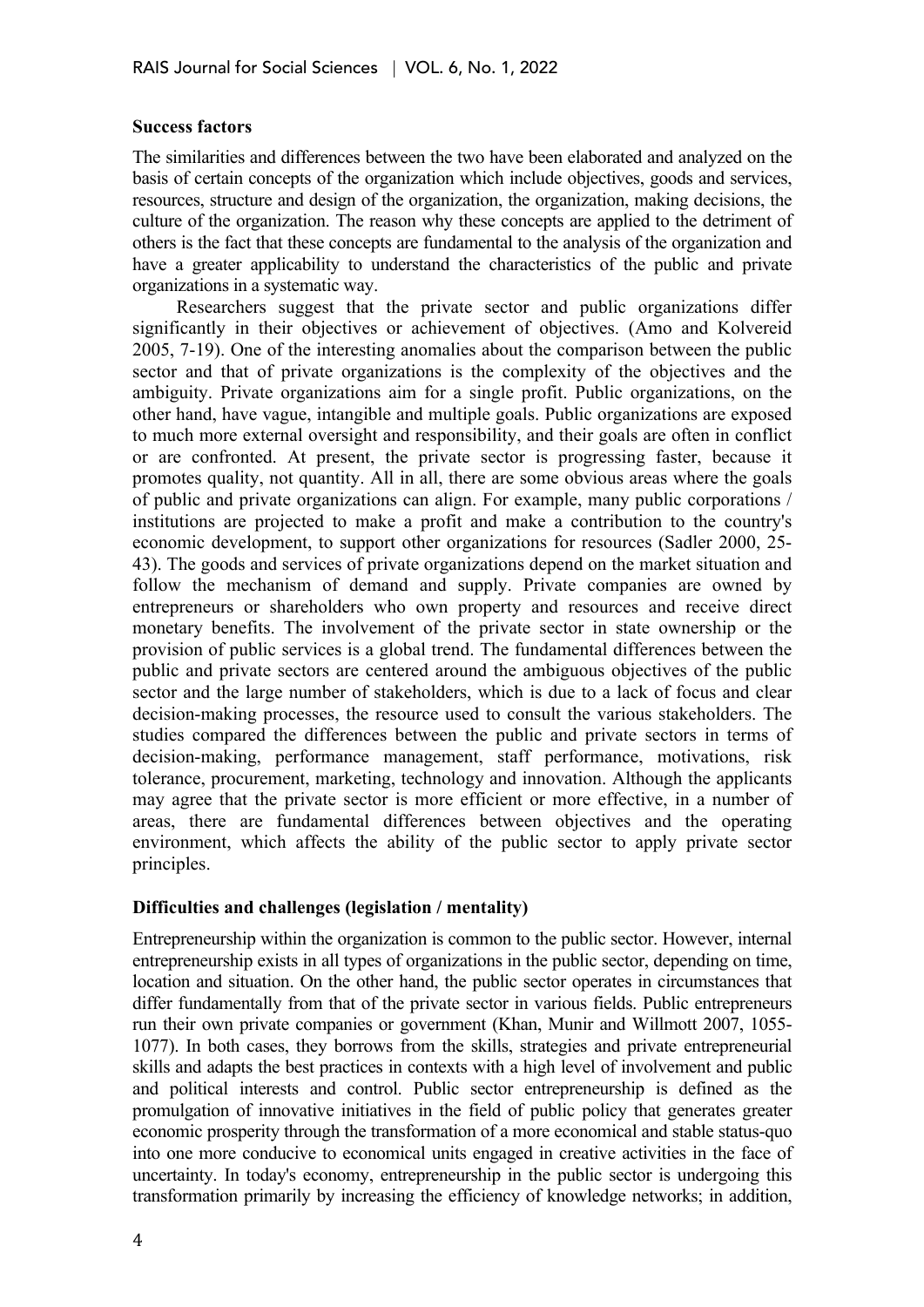**Success factors**

The similarities and differences between the two have been elaborated and analyzed on the basis of certain concepts of the organization which include objectives, goods and services, resources, structure and design of the organization, the organization, making decisions, the culture of the organization. The reason why these concepts are applied to the detriment of others is the fact that these concepts are fundamental to the analysis of the organization and have a greater applicability to understand the characteristics of the public and private organizations in a systematic way.

Researchers suggest that the private sector and public organizations differ significantly in their objectives or achievement of objectives. (Amo and Kolvereid 2005, 7-19). One of the interesting anomalies about the comparison between the public sector and that of private organizations is the complexity of the objectives and the ambiguity. Private organizations aim for a single profit. Public organizations, on the other hand, have vague, intangible and multiple goals. Public organizations are exposed to much more external oversight and responsibility, and their goals are often in conflict or are confronted. At present, the private sector is progressing faster, because it promotes quality, not quantity. All in all, there are some obvious areas where the goals of public and private organizations can align. For example, many public corporations / institutions are projected to make a profit and make a contribution to the country's economic development, to support other organizations for resources (Sadler 2000, 25-43). The goods and services of private organizations depend on the market situation and follow the mechanism of demand and supply. Private companies are owned by entrepreneurs or shareholders who own property and resources and receive direct monetary benefits. The involvement of the private sector in state ownership or the provision of public services is a global trend. The fundamental differences between the public and private sectors are centered around the ambiguous objectives of the public sector and the large number of stakeholders, which is due to a lack of focus and clear decision-making processes, the resource used to consult the various stakeholders. The studies compared the differences between the public and private sectors in terms of decision-making, performance management, staff performance, motivations, risk tolerance, procurement, marketing, technology and innovation. Although the applicants may agree that the private sector is more efficient or more effective, in a number of areas, there are fundamental differences between objectives and the operating environment, which affects the ability of the public sector to apply private sector principles.

**Difficulties and challenges (legislation / mentality)**

Entrepreneurship within the organization is common to the public sector. However, internal entrepreneurship exists in all types of organizations in the public sector, depending on time, location and situation. On the other hand, the public sector operates in circumstances that differ fundamentally from that of the private sector in various fields. Public entrepreneurs run their own private companies or government (Khan, Munir and Willmott 2007, 1055-1077). In both cases, they borrows from the skills, strategies and private entrepreneurial skills and adapts the best practices in contexts with a high level of involvement and public and political interests and control. Public sector entrepreneurship is defined as the promulgation of innovative initiatives in the field of public policy that generates greater economic prosperity through the transformation of a more economical and stable status-quo into one more conducive to economical units engaged in creative activities in the face of uncertainty. In today's economy, entrepreneurship in the public sector is undergoing this transformation primarily by increasing the efficiency of knowledge networks; in addition,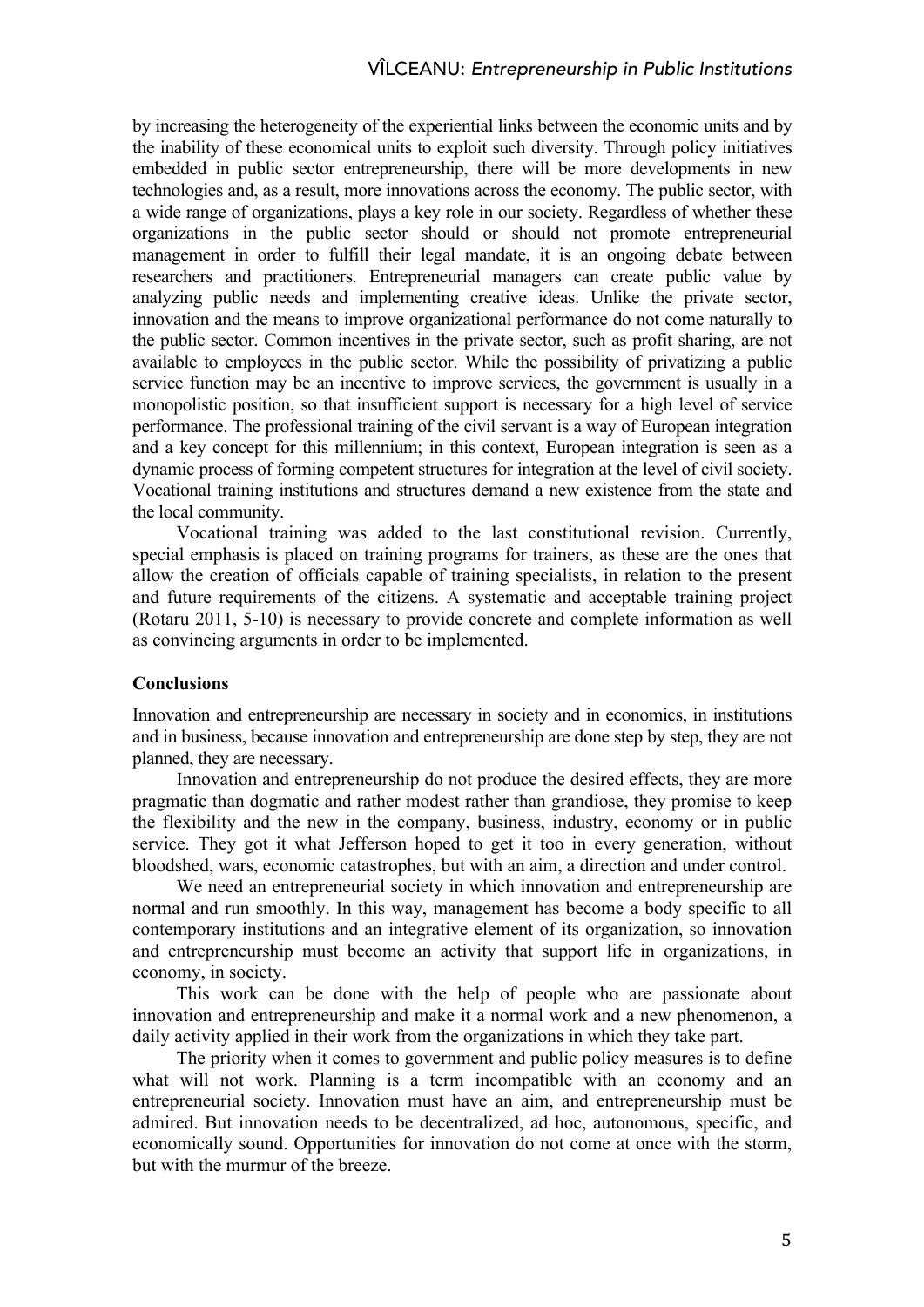by increasing the heterogeneity of the experiential links between the economic units and by the inability of these economical units to exploit such diversity. Through policy initiatives embedded in public sector entrepreneurship, there will be more developments in new technologies and, as a result, more innovations across the economy. The public sector, with a wide range of organizations, plays a key role in our society. Regardless of whether these organizations in the public sector should or should not promote entrepreneurial management in order to fulfill their legal mandate, it is an ongoing debate between researchers and practitioners. Entrepreneurial managers can create public value by analyzing public needs and implementing creative ideas. Unlike the private sector, innovation and the means to improve organizational performance do not come naturally to the public sector. Common incentives in the private sector, such as profit sharing, are not available to employees in the public sector. While the possibility of privatizing a public service function may be an incentive to improve services, the government is usually in a monopolistic position, so that insufficient support is necessary for a high level of service performance. The professional training of the civil servant is a way of European integration and a key concept for this millennium; in this context, European integration is seen as a dynamic process of forming competent structures for integration at the level of civil society. Vocational training institutions and structures demand a new existence from the state and the local community.

Vocational training was added to the last constitutional revision. Currently, special emphasis is placed on training programs for trainers, as these are the ones that allow the creation of officials capable of training specialists, in relation to the present and future requirements of the citizens. A systematic and acceptable training project (Rotaru 2011, 5-10) is necessary to provide concrete and complete information as well as convincing arguments in order to be implemented.

## Conclusions

Innovation and entrepreneurship are necessary in society and in economics, in institutions and in business, because innovation and entrepreneurship are done step by step, they are not planned, they are necessary.

Innovation and entrepreneurship do not produce the desired effects, they are more pragmatic than dogmatic and rather modest rather than grandiose, they promise to keep the flexibility and the new in the company, business, industry, economy or in public service. They got it what Jefferson hoped to get it too in every generation, without bloodshed, wars, economic catastrophes, but with an aim, a direction and under control.

We need an entrepreneurial society in which innovation and entrepreneurship are normal and run smoothly. In this way, management has become a body specific to all contemporary institutions and an integrative element of its organization, so innovation and entrepreneurship must become an activity that support life in organizations, in economy, in society.

This work can be done with the help of people who are passionate about innovation and entrepreneurship and make it a normal work and a new phenomenon, a daily activity applied in their work from the organizations in which they take part.

The priority when it comes to government and public policy measures is to define what will not work. Planning is a term incompatible with an economy and an entrepreneurial society. Innovation must have an aim, and entrepreneurship must be admired. But innovation needs to be decentralized, ad hoc, autonomous, specific, and economically sound. Opportunities for innovation do not come at once with the storm, but with the murmur of the breeze.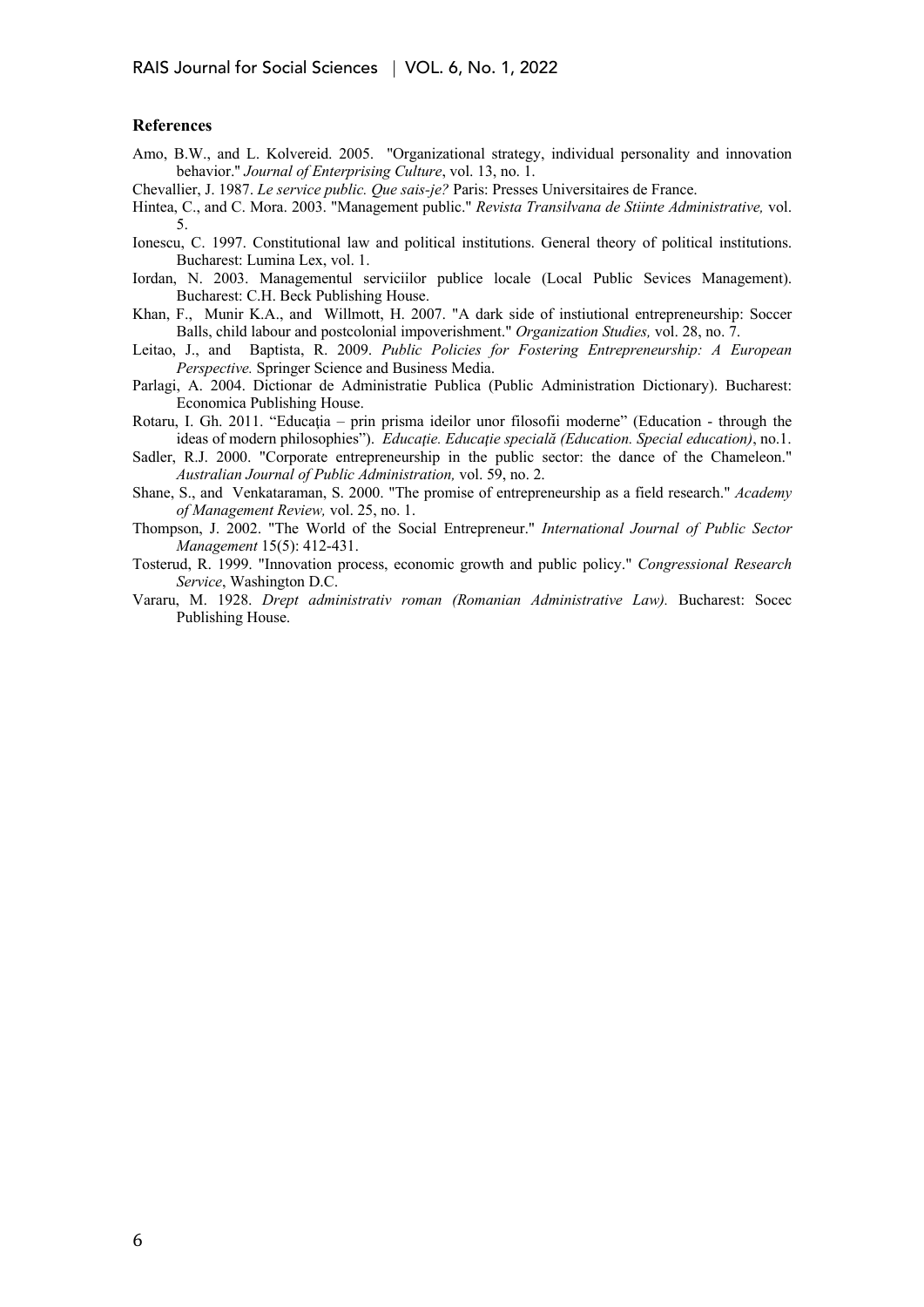## References

Amo, B.W., and L. Kolvereid. 2005. "Organizational strategy, individual personality and innovation behavior." *Journal of Enterprising Culture*, vol. 13, no. 1.

Chevallier, J. 1987. *Le service public. Que sais-je?* Paris: Presses Universitaires de France.

Hintea, C., and C. Mora. 2003. "Management public." *Revista Transilvana de Stiinte Administrative,* vol. 5.

Ionescu, C. 1997. Constitutional law and political institutions. General theory of political institutions. Bucharest: Lumina Lex, vol. 1.

Iordan, N. 2003. Managementul serviciilor publice locale (Local Public Sevices Management). Bucharest: C.H. Beck Publishing House.

Khan, F., Munir K.A., and Willmott, H. 2007. "A dark side of instiutional entrepreneurship: Soccer Balls, child labour and postcolonial impoverishment." *Organization Studies,* vol. 28, no. 7.

Leitao, J., and Baptista, R. 2009. *Public Policies for Fostering Entrepreneurship: A European Perspective.* Springer Science and Business Media.

Parlagi, A. 2004. Dictionar de Administratie Publica (Public Administration Dictionary). Bucharest: Economica Publishing House.

Rotaru, I. Gh. 2011. "Educația – prin prisma ideilor unor filosofii moderne" (Education - through the ideas of modern philosophies"). *Educație. Educație specială (Education. Special education)*, no.1.

Sadler, R.J. 2000. "Corporate entrepreneurship in the public sector: the dance of the Chameleon." *Australian Journal of Public Administration,* vol. 59, no. 2.

Shane, S., and Venkataraman, S. 2000. "The promise of entrepreneurship as a field research." *Academy of Management Review,* vol. 25, no. 1.

Thompson, J. 2002. "The World of the Social Entrepreneur." *International Journal of Public Sector Management* 15(5): 412-431.

Tosterud, R. 1999. "Innovation process, economic growth and public policy." *Congressional Research Service*, Washington D.C.

Vararu, M. 1928. *Drept administrativ roman (Romanian Administrative Law).* Bucharest: Socec Publishing House.